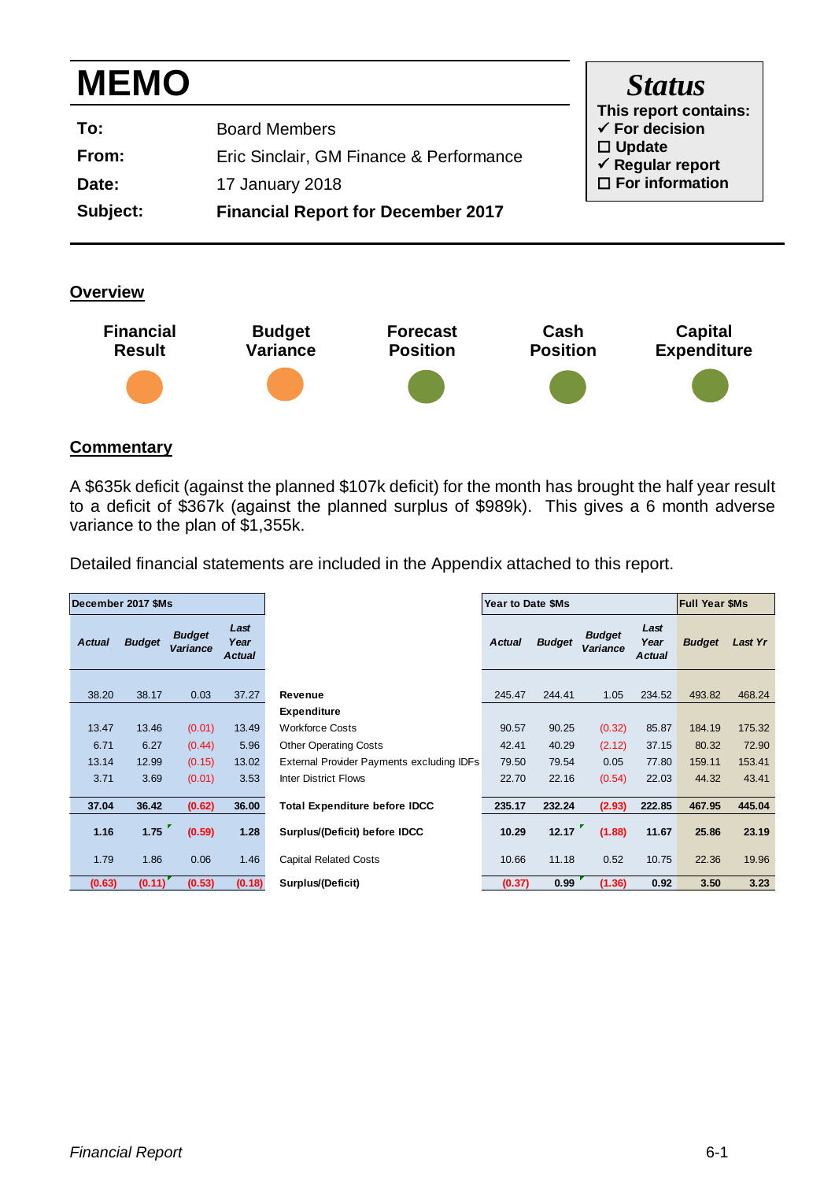# MEMO

| | |
|---|---|
| **To:** | Board Members |
| **From:** | Eric Sinclair, GM Finance & Performance |
| **Date:** | 17 January 2018 |
| **Subject:** | **Financial Report for December 2017** |

**Status**

**This report contains:**

- ✓ **For decision**
- ☐ **Update**
- ✓ **Regular report**
- ☐ **For information**

## Overview

| Financial Result | Budget Variance | Forecast Position | Cash Position | Capital Expenditure |
|---|---|---|---|---|
| ● (orange) | ● (orange) | ● (green) | ● (green) | ● (green) |

## Commentary

A $635k deficit (against the planned $107k deficit) for the month has brought the half year result to a deficit of $367k (against the planned surplus of $989k). This gives a 6 month adverse variance to the plan of $1,355k.

Detailed financial statements are included in the Appendix attached to this report.

| December 2017 $Ms | | | | | Year to Date $Ms | | | | Full Year $Ms | |
|---|---|---|---|---|---|---|---|---|---|---|
| *Actual* | *Budget* | *Budget Variance* | *Last Year Actual* | | *Actual* | *Budget* | *Budget Variance* | *Last Year Actual* | *Budget* | *Last Yr* |
| 38.20 | 38.17 | 0.03 | 37.27 | **Revenue** | 245.47 | 244.41 | 1.05 | 234.52 | 493.82 | 468.24 |
| | | | | **Expenditure** | | | | | | |
| 13.47 | 13.46 | (0.01) | 13.49 | Workforce Costs | 90.57 | 90.25 | (0.32) | 85.87 | 184.19 | 175.32 |
| 6.71 | 6.27 | (0.44) | 5.96 | Other Operating Costs | 42.41 | 40.29 | (2.12) | 37.15 | 80.32 | 72.90 |
| 13.14 | 12.99 | (0.15) | 13.02 | External Provider Payments excluding IDFs | 79.50 | 79.54 | 0.05 | 77.80 | 159.11 | 153.41 |
| 3.71 | 3.69 | (0.01) | 3.53 | Inter District Flows | 22.70 | 22.16 | (0.54) | 22.03 | 44.32 | 43.41 |
| **37.04** | **36.42** | **(0.62)** | **36.00** | **Total Expenditure before IDCC** | **235.17** | **232.24** | **(2.93)** | **222.85** | **467.95** | **445.04** |
| **1.16** | **1.75** | **(0.59)** | **1.28** | **Surplus/(Deficit) before IDCC** | **10.29** | **12.17** | **(1.88)** | **11.67** | **25.86** | **23.19** |
| 1.79 | 1.86 | 0.06 | 1.46 | Capital Related Costs | 10.66 | 11.18 | 0.52 | 10.75 | 22.36 | 19.96 |
| **(0.63)** | **(0.11)** | **(0.53)** | **(0.18)** | **Surplus/(Deficit)** | **(0.37)** | **0.99** | **(1.36)** | **0.92** | **3.50** | **3.23** |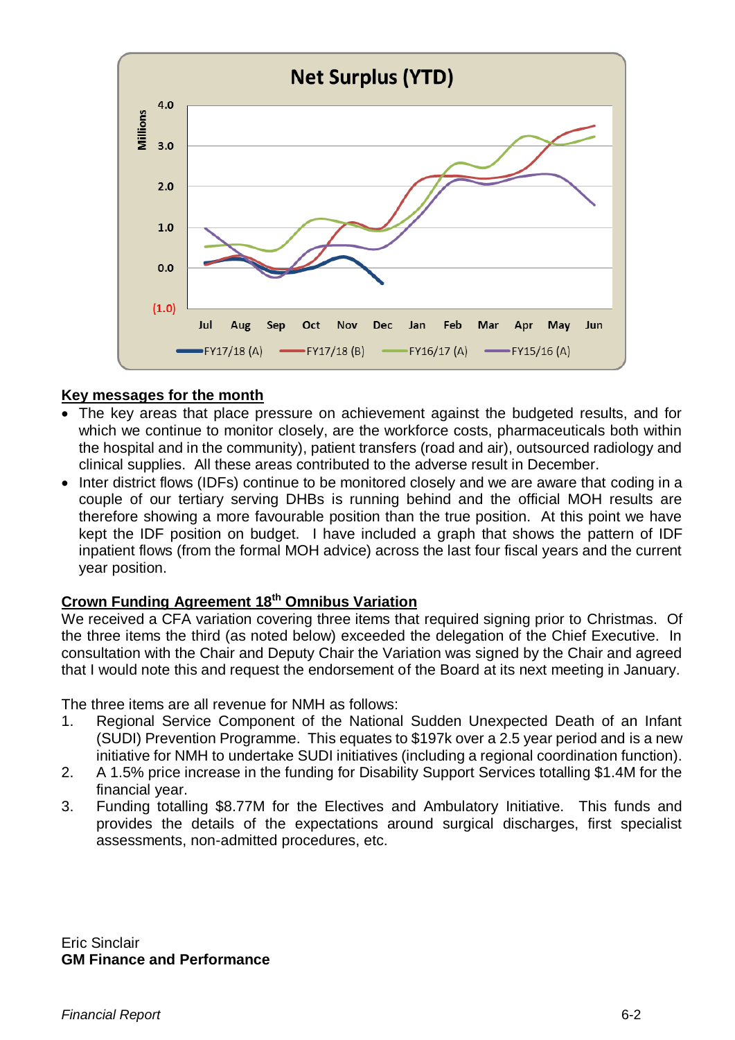## Net Surplus (YTD)

Millions

4.0
3.0
2.0
1.0
0.0
(1.0)

Jul Aug Sep Oct Nov Dec Jan Feb Mar Apr May Jun

FY17/18 (A) FY17/18 (B) FY16/17 (A) FY15/16 (A)

**Key messages for the month**

- The key areas that place pressure on achievement against the budgeted results, and for which we continue to monitor closely, are the workforce costs, pharmaceuticals both within the hospital and in the community), patient transfers (road and air), outsourced radiology and clinical supplies. All these areas contributed to the adverse result in December.
- Inter district flows (IDFs) continue to be monitored closely and we are aware that coding in a couple of our tertiary serving DHBs is running behind and the official MOH results are therefore showing a more favourable position than the true position. At this point we have kept the IDF position on budget. I have included a graph that shows the pattern of IDF inpatient flows (from the formal MOH advice) across the last four fiscal years and the current year position.

**Crown Funding Agreement 18th Omnibus Variation**

We received a CFA variation covering three items that required signing prior to Christmas. Of the three items the third (as noted below) exceeded the delegation of the Chief Executive. In consultation with the Chair and Deputy Chair the Variation was signed by the Chair and agreed that I would note this and request the endorsement of the Board at its next meeting in January.

The three items are all revenue for NMH as follows:

1. Regional Service Component of the National Sudden Unexpected Death of an Infant (SUDI) Prevention Programme. This equates to $197k over a 2.5 year period and is a new initiative for NMH to undertake SUDI initiatives (including a regional coordination function).
2. A 1.5% price increase in the funding for Disability Support Services totalling $1.4M for the financial year.
3. Funding totalling $8.77M for the Electives and Ambulatory Initiative. This funds and provides the details of the expectations around surgical discharges, first specialist assessments, non-admitted procedures, etc.

Eric Sinclair
**GM Finance and Performance**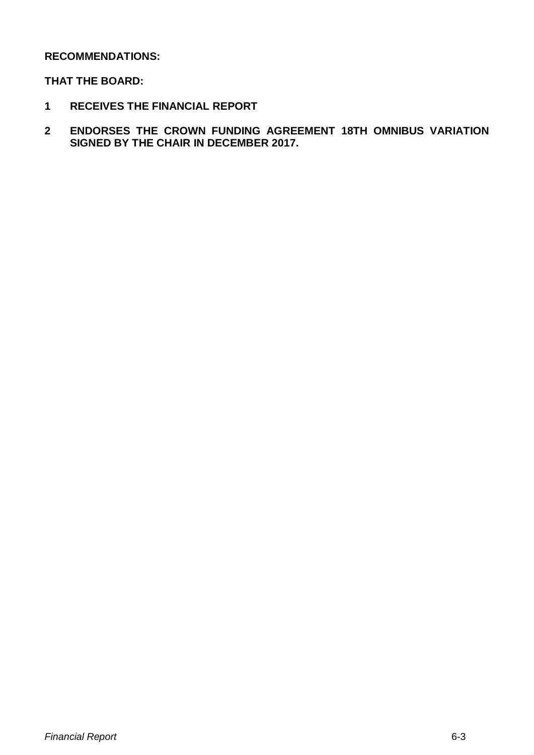**RECOMMENDATIONS:**

**THAT THE BOARD:**

1. **RECEIVES THE FINANCIAL REPORT**
2. **ENDORSES THE CROWN FUNDING AGREEMENT 18TH OMNIBUS VARIATION SIGNED BY THE CHAIR IN DECEMBER 2017.**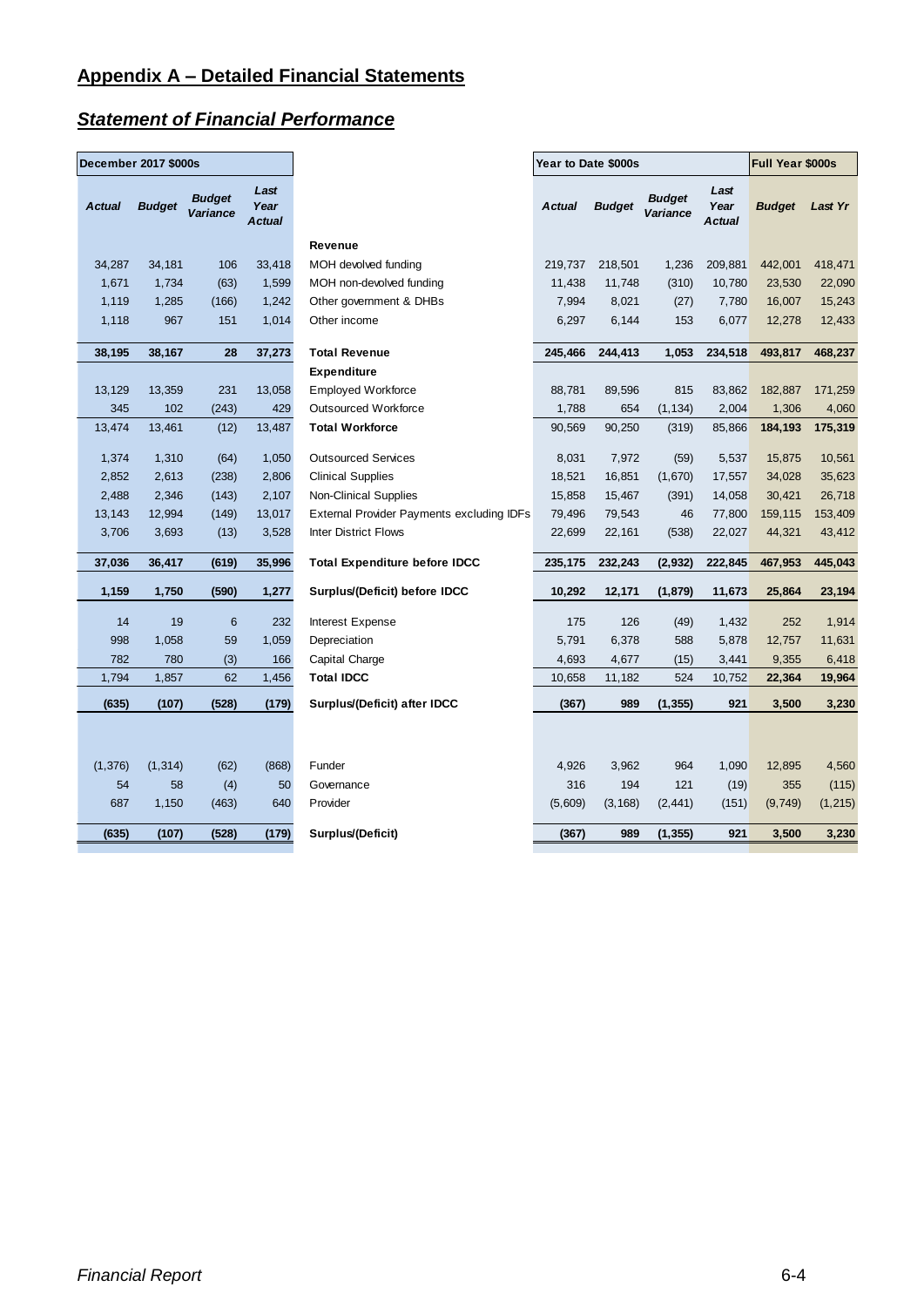## Appendix A – Detailed Financial Statements

### *Statement of Financial Performance*

| December 2017 $000s | | | | | Year to Date $000s | | | | Full Year $000s | |
|---|---|---|---|---|---|---|---|---|---|---|
| **Actual** | **Budget** | **Budget Variance** | **Last Year Actual** | | **Actual** | **Budget** | **Budget Variance** | **Last Year Actual** | **Budget** | **Last Yr** |
| | | | | **Revenue** | | | | | | |
| 34,287 | 34,181 | 106 | 33,418 | MOH devolved funding | 219,737 | 218,501 | 1,236 | 209,881 | 442,001 | 418,471 |
| 1,671 | 1,734 | (63) | 1,599 | MOH non-devolved funding | 11,438 | 11,748 | (310) | 10,780 | 23,530 | 22,090 |
| 1,119 | 1,285 | (166) | 1,242 | Other government & DHBs | 7,994 | 8,021 | (27) | 7,780 | 16,007 | 15,243 |
| 1,118 | 967 | 151 | 1,014 | Other income | 6,297 | 6,144 | 153 | 6,077 | 12,278 | 12,433 |
| **38,195** | **38,167** | **28** | **37,273** | **Total Revenue** | **245,466** | **244,413** | **1,053** | **234,518** | **493,817** | **468,237** |
| | | | | **Expenditure** | | | | | | |
| 13,129 | 13,359 | 231 | 13,058 | Employed Workforce | 88,781 | 89,596 | 815 | 83,862 | 182,887 | 171,259 |
| 345 | 102 | (243) | 429 | Outsourced Workforce | 1,788 | 654 | (1,134) | 2,004 | 1,306 | 4,060 |
| 13,474 | 13,461 | (12) | 13,487 | **Total Workforce** | 90,569 | 90,250 | (319) | 85,866 | **184,193** | **175,319** |
| 1,374 | 1,310 | (64) | 1,050 | Outsourced Services | 8,031 | 7,972 | (59) | 5,537 | 15,875 | 10,561 |
| 2,852 | 2,613 | (238) | 2,806 | Clinical Supplies | 18,521 | 16,851 | (1,670) | 17,557 | 34,028 | 35,623 |
| 2,488 | 2,346 | (143) | 2,107 | Non-Clinical Supplies | 15,858 | 15,467 | (391) | 14,058 | 30,421 | 26,718 |
| 13,143 | 12,994 | (149) | 13,017 | External Provider Payments excluding IDFs | 79,496 | 79,543 | 46 | 77,800 | 159,115 | 153,409 |
| 3,706 | 3,693 | (13) | 3,528 | Inter District Flows | 22,699 | 22,161 | (538) | 22,027 | 44,321 | 43,412 |
| **37,036** | **36,417** | **(619)** | **35,996** | **Total Expenditure before IDCC** | **235,175** | **232,243** | **(2,932)** | **222,845** | **467,953** | **445,043** |
| **1,159** | **1,750** | **(590)** | **1,277** | **Surplus/(Deficit) before IDCC** | **10,292** | **12,171** | **(1,879)** | **11,673** | **25,864** | **23,194** |
| 14 | 19 | 6 | 232 | Interest Expense | 175 | 126 | (49) | 1,432 | 252 | 1,914 |
| 998 | 1,058 | 59 | 1,059 | Depreciation | 5,791 | 6,378 | 588 | 5,878 | 12,757 | 11,631 |
| 782 | 780 | (3) | 166 | Capital Charge | 4,693 | 4,677 | (15) | 3,441 | 9,355 | 6,418 |
| 1,794 | 1,857 | 62 | 1,456 | **Total IDCC** | 10,658 | 11,182 | 524 | 10,752 | **22,364** | **19,964** |
| **(635)** | **(107)** | **(528)** | **(179)** | **Surplus/(Deficit) after IDCC** | **(367)** | **989** | **(1,355)** | **921** | **3,500** | **3,230** |
| (1,376) | (1,314) | (62) | (868) | Funder | 4,926 | 3,962 | 964 | 1,090 | 12,895 | 4,560 |
| 54 | 58 | (4) | 50 | Governance | 316 | 194 | 121 | (19) | 355 | (115) |
| 687 | 1,150 | (463) | 640 | Provider | (5,609) | (3,168) | (2,441) | (151) | (9,749) | (1,215) |
| **(635)** | **(107)** | **(528)** | **(179)** | **Surplus/(Deficit)** | **(367)** | **989** | **(1,355)** | **921** | **3,500** | **3,230** |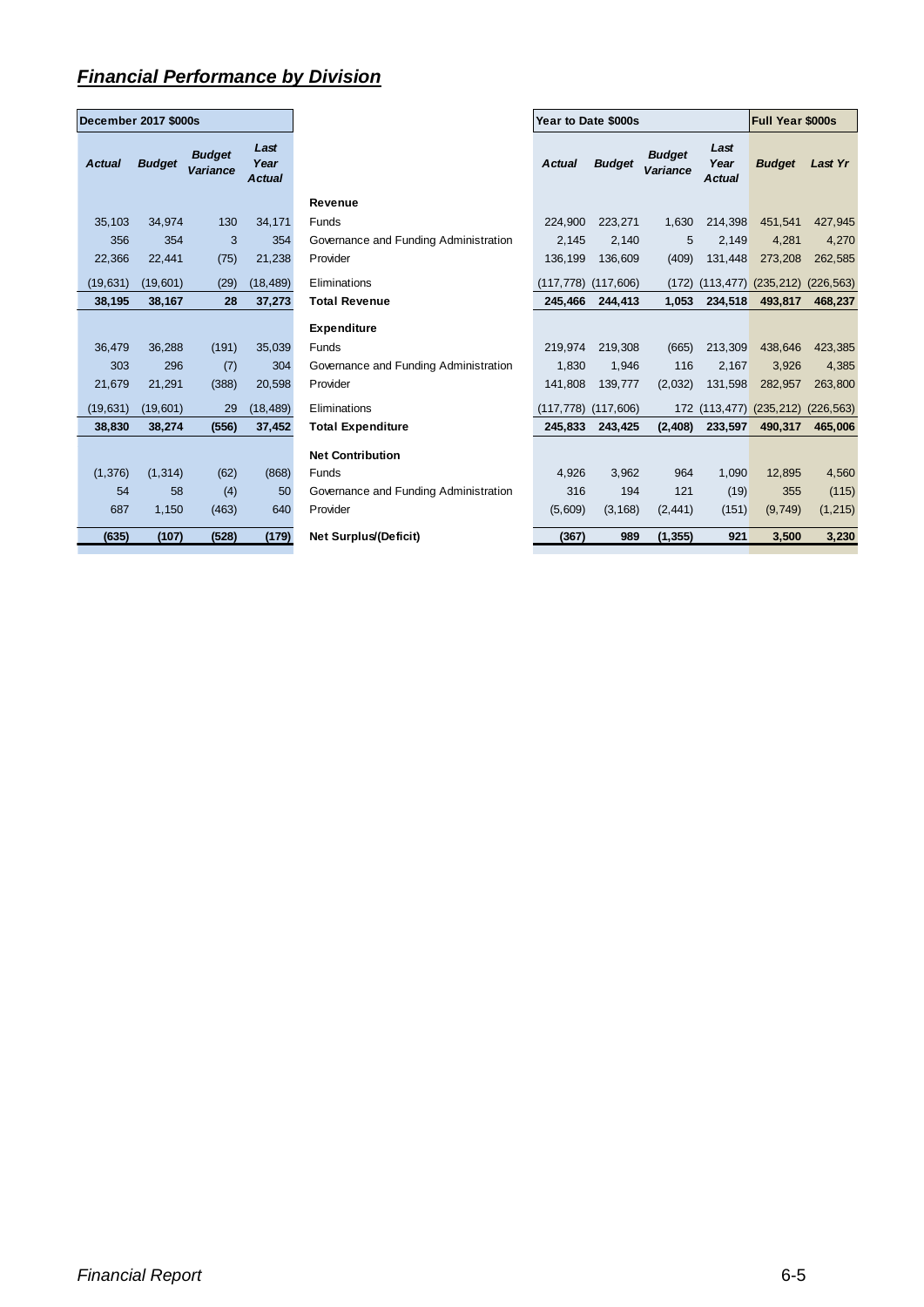## *Financial Performance by Division*

| December 2017 $000s | | | | | Year to Date $000s | | | | Full Year $000s | |
|---|---|---|---|---|---|---|---|---|---|---|
| *Actual* | *Budget* | *Budget Variance* | *Last Year Actual* | | *Actual* | *Budget* | *Budget Variance* | *Last Year Actual* | *Budget* | *Last Yr* |
| | | | | **Revenue** | | | | | | |
| 35,103 | 34,974 | 130 | 34,171 | Funds | 224,900 | 223,271 | 1,630 | 214,398 | 451,541 | 427,945 |
| 356 | 354 | 3 | 354 | Governance and Funding Administration | 2,145 | 2,140 | 5 | 2,149 | 4,281 | 4,270 |
| 22,366 | 22,441 | (75) | 21,238 | Provider | 136,199 | 136,609 | (409) | 131,448 | 273,208 | 262,585 |
| (19,631) | (19,601) | (29) | (18,489) | Eliminations | (117,778) | (117,606) | (172) | (113,477) | (235,212) | (226,563) |
| **38,195** | **38,167** | **28** | **37,273** | **Total Revenue** | **245,466** | **244,413** | **1,053** | **234,518** | **493,817** | **468,237** |
| | | | | **Expenditure** | | | | | | |
| 36,479 | 36,288 | (191) | 35,039 | Funds | 219,974 | 219,308 | (665) | 213,309 | 438,646 | 423,385 |
| 303 | 296 | (7) | 304 | Governance and Funding Administration | 1,830 | 1,946 | 116 | 2,167 | 3,926 | 4,385 |
| 21,679 | 21,291 | (388) | 20,598 | Provider | 141,808 | 139,777 | (2,032) | 131,598 | 282,957 | 263,800 |
| (19,631) | (19,601) | 29 | (18,489) | Eliminations | (117,778) | (117,606) | 172 | (113,477) | (235,212) | (226,563) |
| **38,830** | **38,274** | **(556)** | **37,452** | **Total Expenditure** | **245,833** | **243,425** | **(2,408)** | **233,597** | **490,317** | **465,006** |
| | | | | **Net Contribution** | | | | | | |
| (1,376) | (1,314) | (62) | (868) | Funds | 4,926 | 3,962 | 964 | 1,090 | 12,895 | 4,560 |
| 54 | 58 | (4) | 50 | Governance and Funding Administration | 316 | 194 | 121 | (19) | 355 | (115) |
| 687 | 1,150 | (463) | 640 | Provider | (5,609) | (3,168) | (2,441) | (151) | (9,749) | (1,215) |
| **(635)** | **(107)** | **(528)** | **(179)** | **Net Surplus/(Deficit)** | **(367)** | **989** | **(1,355)** | **921** | **3,500** | **3,230** |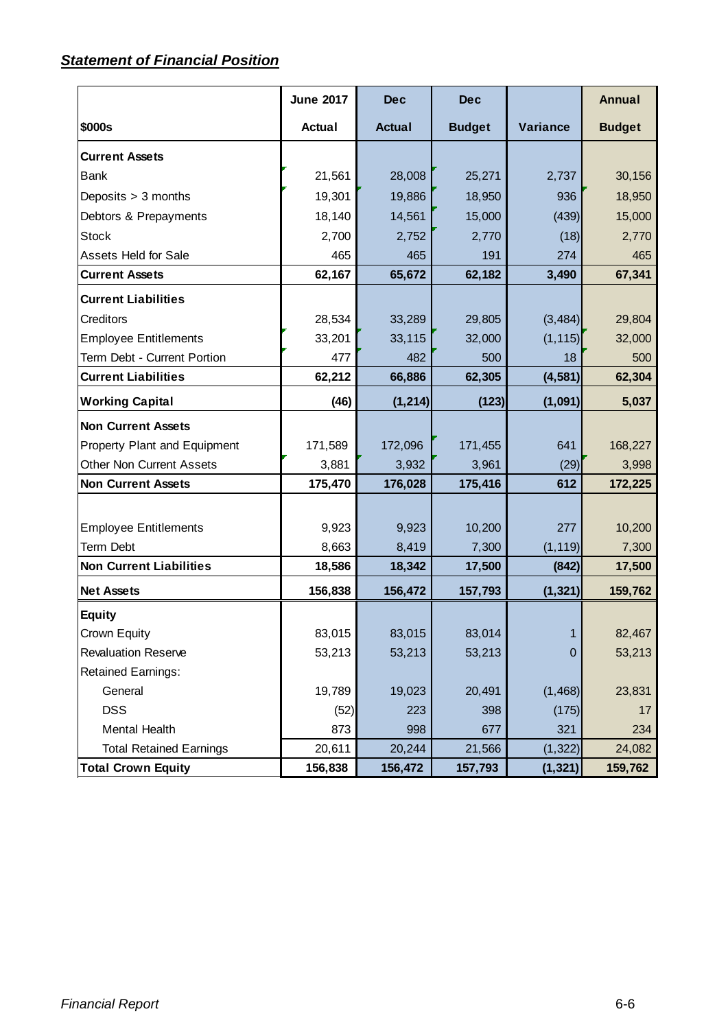## *Statement of Financial Position*

| $000s | June 2017 Actual | Dec Actual | Dec Budget | Variance | Annual Budget |
|---|---|---|---|---|---|
| **Current Assets** | | | | | |
| Bank | 21,561 | 28,008 | 25,271 | 2,737 | 30,156 |
| Deposits > 3 months | 19,301 | 19,886 | 18,950 | 936 | 18,950 |
| Debtors & Prepayments | 18,140 | 14,561 | 15,000 | (439) | 15,000 |
| Stock | 2,700 | 2,752 | 2,770 | (18) | 2,770 |
| Assets Held for Sale | 465 | 465 | 191 | 274 | 465 |
| **Current Assets** | **62,167** | **65,672** | **62,182** | **3,490** | **67,341** |
| **Current Liabilities** | | | | | |
| Creditors | 28,534 | 33,289 | 29,805 | (3,484) | 29,804 |
| Employee Entitlements | 33,201 | 33,115 | 32,000 | (1,115) | 32,000 |
| Term Debt - Current Portion | 477 | 482 | 500 | 18 | 500 |
| **Current Liabilities** | **62,212** | **66,886** | **62,305** | **(4,581)** | **62,304** |
| **Working Capital** | **(46)** | **(1,214)** | **(123)** | **(1,091)** | **5,037** |
| **Non Current Assets** | | | | | |
| Property Plant and Equipment | 171,589 | 172,096 | 171,455 | 641 | 168,227 |
| Other Non Current Assets | 3,881 | 3,932 | 3,961 | (29) | 3,998 |
| **Non Current Assets** | **175,470** | **176,028** | **175,416** | **612** | **172,225** |
| Employee Entitlements | 9,923 | 9,923 | 10,200 | 277 | 10,200 |
| Term Debt | 8,663 | 8,419 | 7,300 | (1,119) | 7,300 |
| **Non Current Liabilities** | **18,586** | **18,342** | **17,500** | **(842)** | **17,500** |
| **Net Assets** | **156,838** | **156,472** | **157,793** | **(1,321)** | **159,762** |
| **Equity** | | | | | |
| Crown Equity | 83,015 | 83,015 | 83,014 | 1 | 82,467 |
| Revaluation Reserve | 53,213 | 53,213 | 53,213 | 0 | 53,213 |
| Retained Earnings: | | | | | |
| General | 19,789 | 19,023 | 20,491 | (1,468) | 23,831 |
| DSS | (52) | 223 | 398 | (175) | 17 |
| Mental Health | 873 | 998 | 677 | 321 | 234 |
| Total Retained Earnings | 20,611 | 20,244 | 21,566 | (1,322) | 24,082 |
| **Total Crown Equity** | **156,838** | **156,472** | **157,793** | **(1,321)** | **159,762** |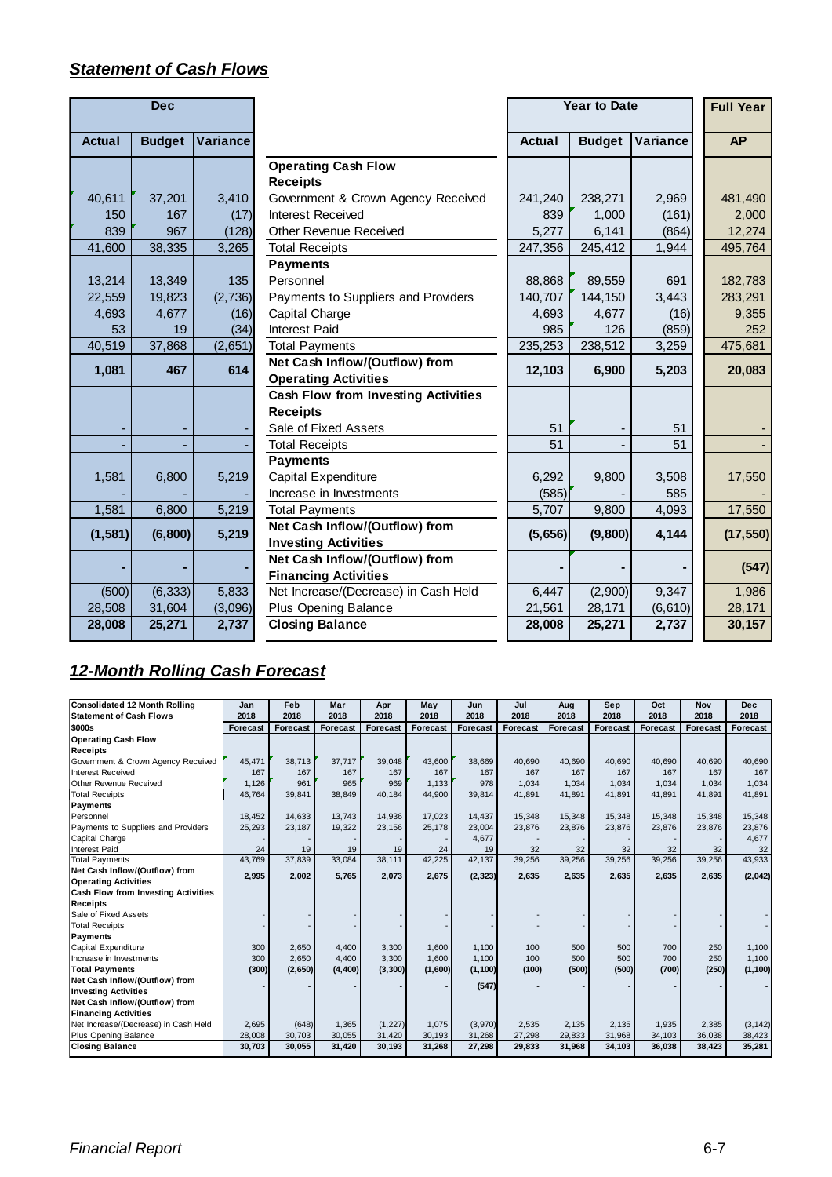## *Statement of Cash Flows*

| Dec | | | | Year to Date | | | Full Year |
|---|---|---|---|---|---|---|---|
| Actual | Budget | Variance | | Actual | Budget | Variance | AP |
| | | | **Operating Cash Flow** | | | | |
| | | | **Receipts** | | | | |
| 40,611 | 37,201 | 3,410 | Government & Crown Agency Received | 241,240 | 238,271 | 2,969 | 481,490 |
| 150 | 167 | (17) | Interest Received | 839 | 1,000 | (161) | 2,000 |
| 839 | 967 | (128) | Other Revenue Received | 5,277 | 6,141 | (864) | 12,274 |
| 41,600 | 38,335 | 3,265 | Total Receipts | 247,356 | 245,412 | 1,944 | 495,764 |
| | | | **Payments** | | | | |
| 13,214 | 13,349 | 135 | Personnel | 88,868 | 89,559 | 691 | 182,783 |
| 22,559 | 19,823 | (2,736) | Payments to Suppliers and Providers | 140,707 | 144,150 | 3,443 | 283,291 |
| 4,693 | 4,677 | (16) | Capital Charge | 4,693 | 4,677 | (16) | 9,355 |
| 53 | 19 | (34) | Interest Paid | 985 | 126 | (859) | 252 |
| 40,519 | 37,868 | (2,651) | Total Payments | 235,253 | 238,512 | 3,259 | 475,681 |
| **1,081** | **467** | **614** | **Net Cash Inflow/(Outflow) from Operating Activities** | **12,103** | **6,900** | **5,203** | **20,083** |
| | | | **Cash Flow from Investing Activities** | | | | |
| | | | **Receipts** | | | | |
| - | - | - | Sale of Fixed Assets | 51 | - | 51 | - |
| - | - | - | Total Receipts | 51 | - | 51 | - |
| | | | **Payments** | | | | |
| 1,581 | 6,800 | 5,219 | Capital Expenditure | 6,292 | 9,800 | 3,508 | 17,550 |
| - | - | - | Increase in Investments | (585) | - | 585 | - |
| 1,581 | 6,800 | 5,219 | Total Payments | 5,707 | 9,800 | 4,093 | 17,550 |
| **(1,581)** | **(6,800)** | **5,219** | **Net Cash Inflow/(Outflow) from Investing Activities** | **(5,656)** | **(9,800)** | **4,144** | **(17,550)** |
| **-** | **-** | **-** | **Net Cash Inflow/(Outflow) from Financing Activities** | **-** | **-** | **-** | **(547)** |
| (500) | (6,333) | 5,833 | Net Increase/(Decrease) in Cash Held | 6,447 | (2,900) | 9,347 | 1,986 |
| 28,508 | 31,604 | (3,096) | Plus Opening Balance | 21,561 | 28,171 | (6,610) | 28,171 |
| **28,008** | **25,271** | **2,737** | **Closing Balance** | **28,008** | **25,271** | **2,737** | **30,157** |

## *12-Month Rolling Cash Forecast*

| Consolidated 12 Month Rolling Statement of Cash Flows | Jan 2018 | Feb 2018 | Mar 2018 | Apr 2018 | May 2018 | Jun 2018 | Jul 2018 | Aug 2018 | Sep 2018 | Oct 2018 | Nov 2018 | Dec 2018 |
|---|---|---|---|---|---|---|---|---|---|---|---|---|
| **$000s** | **Forecast** | **Forecast** | **Forecast** | **Forecast** | **Forecast** | **Forecast** | **Forecast** | **Forecast** | **Forecast** | **Forecast** | **Forecast** | **Forecast** |
| **Operating Cash Flow** | | | | | | | | | | | | |
| **Receipts** | | | | | | | | | | | | |
| Government & Crown Agency Received | 45,471 | 38,713 | 37,717 | 39,048 | 43,600 | 38,669 | 40,690 | 40,690 | 40,690 | 40,690 | 40,690 | 40,690 |
| Interest Received | 167 | 167 | 167 | 167 | 167 | 167 | 167 | 167 | 167 | 167 | 167 | 167 |
| Other Revenue Received | 1,126 | 961 | 965 | 969 | 1,133 | 978 | 1,034 | 1,034 | 1,034 | 1,034 | 1,034 | 1,034 |
| Total Receipts | 46,764 | 39,841 | 38,849 | 40,184 | 44,900 | 39,814 | 41,891 | 41,891 | 41,891 | 41,891 | 41,891 | 41,891 |
| **Payments** | | | | | | | | | | | | |
| Personnel | 18,452 | 14,633 | 13,743 | 14,936 | 17,023 | 14,437 | 15,348 | 15,348 | 15,348 | 15,348 | 15,348 | 15,348 |
| Payments to Suppliers and Providers | 25,293 | 23,187 | 19,322 | 23,156 | 25,178 | 23,004 | 23,876 | 23,876 | 23,876 | 23,876 | 23,876 | 23,876 |
| Capital Charge | - | - | - | - | - | 4,677 | - | - | - | - | - | 4,677 |
| Interest Paid | 24 | 19 | 19 | 19 | 24 | 19 | 32 | 32 | 32 | 32 | 32 | 32 |
| Total Payments | 43,769 | 37,839 | 33,084 | 38,111 | 42,225 | 42,137 | 39,256 | 39,256 | 39,256 | 39,256 | 39,256 | 43,933 |
| **Net Cash Inflow/(Outflow) from Operating Activities** | **2,995** | **2,002** | **5,765** | **2,073** | **2,675** | **(2,323)** | **2,635** | **2,635** | **2,635** | **2,635** | **2,635** | **(2,042)** |
| **Cash Flow from Investing Activities** | | | | | | | | | | | | |
| **Receipts** | | | | | | | | | | | | |
| Sale of Fixed Assets | - | - | - | - | - | - | - | - | - | - | - | - |
| Total Receipts | - | - | - | - | - | - | - | - | - | - | - | - |
| **Payments** | | | | | | | | | | | | |
| Capital Expenditure | 300 | 2,650 | 4,400 | 3,300 | 1,600 | 1,100 | 100 | 500 | 500 | 700 | 250 | 1,100 |
| Increase in Investments | 300 | 2,650 | 4,400 | 3,300 | 1,600 | 1,100 | 100 | 500 | 500 | 700 | 250 | 1,100 |
| **Total Payments** | **(300)** | **(2,650)** | **(4,400)** | **(3,300)** | **(1,600)** | **(1,100)** | **(100)** | **(500)** | **(500)** | **(700)** | **(250)** | **(1,100)** |
| **Net Cash Inflow/(Outflow) from Investing Activities** | **-** | **-** | **-** | **-** | **-** | **(547)** | **-** | **-** | **-** | **-** | **-** | **-** |
| **Net Cash Inflow/(Outflow) from Financing Activities** | | | | | | | | | | | | |
| Net Increase/(Decrease) in Cash Held | 2,695 | (648) | 1,365 | (1,227) | 1,075 | (3,970) | 2,535 | 2,135 | 2,135 | 1,935 | 2,385 | (3,142) |
| Plus Opening Balance | 28,008 | 30,703 | 30,055 | 31,420 | 30,193 | 31,268 | 27,298 | 29,833 | 31,968 | 34,103 | 36,038 | 38,423 |
| **Closing Balance** | **30,703** | **30,055** | **31,420** | **30,193** | **31,268** | **27,298** | **29,833** | **31,968** | **34,103** | **36,038** | **38,423** | **35,281** |